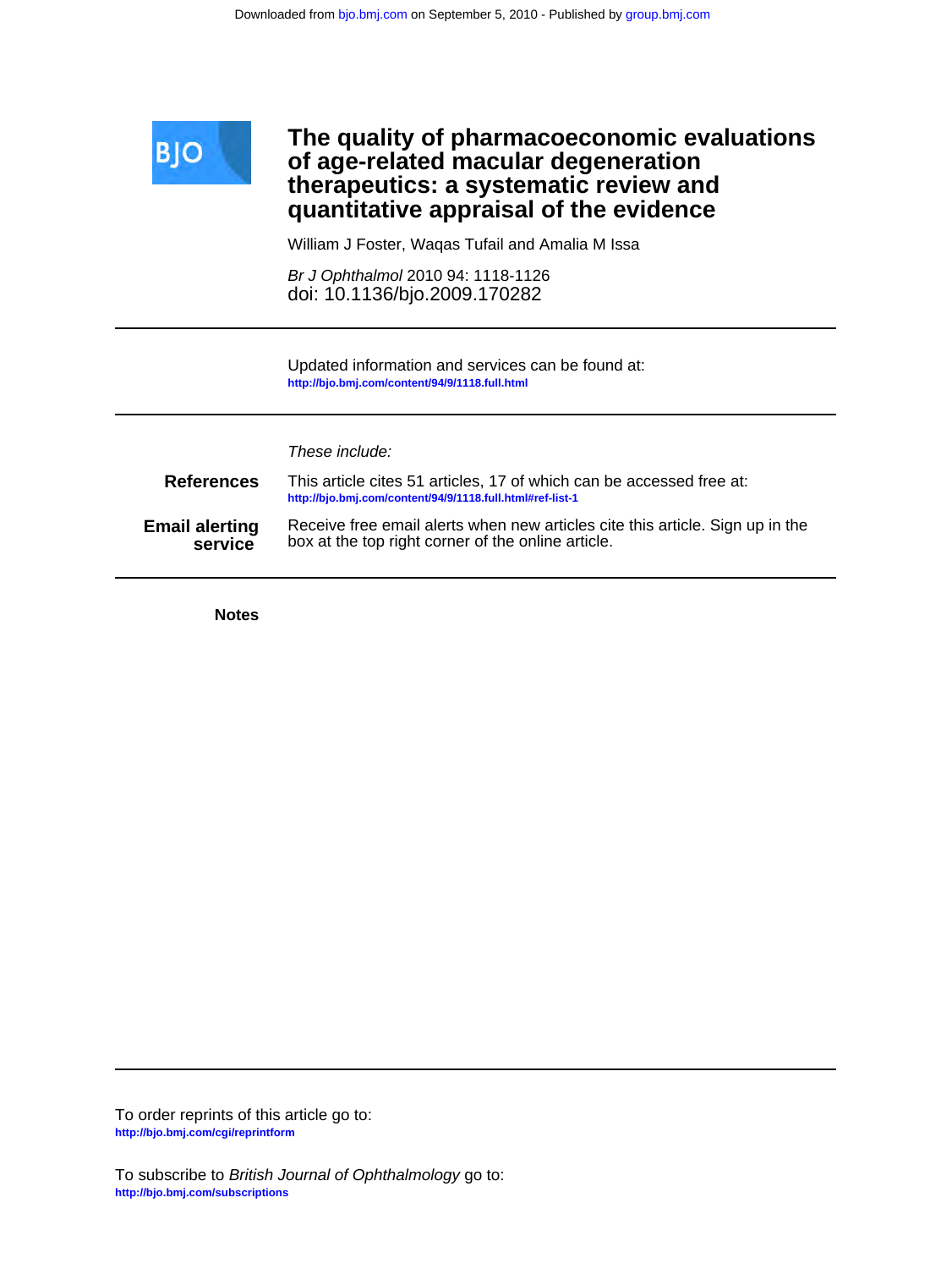Downloaded from bjo.bmj.com on September 5, 2010 - Published by group.bmj.com

BJO

# The quality of pharmacoeconomic evaluations of age-related macular degeneration therapeutics: a systematic review and quantitative appraisal of the evidence

William J Foster, Waqas Tufail and Amalia M Issa

*Br J Ophthalmol* 2010 94: 1118-1126  
doi: 10.1136/bjo.2009.170282

Updated information and services can be found at:  
**http://bjo.bmj.com/content/94/9/1118.full.html**

*These include:*

**References** This article cites 51 articles, 17 of which can be accessed free at:  
**http://bjo.bmj.com/content/94/9/1118.full.html#ref-list-1**

**Email alerting service** Receive free email alerts when new articles cite this article. Sign up in the box at the top right corner of the online article.

**Notes**

To order reprints of this article go to:  
**http://bjo.bmj.com/cgi/reprintform**

To subscribe to *British Journal of Ophthalmology* go to:  
**http://bjo.bmj.com/subscriptions**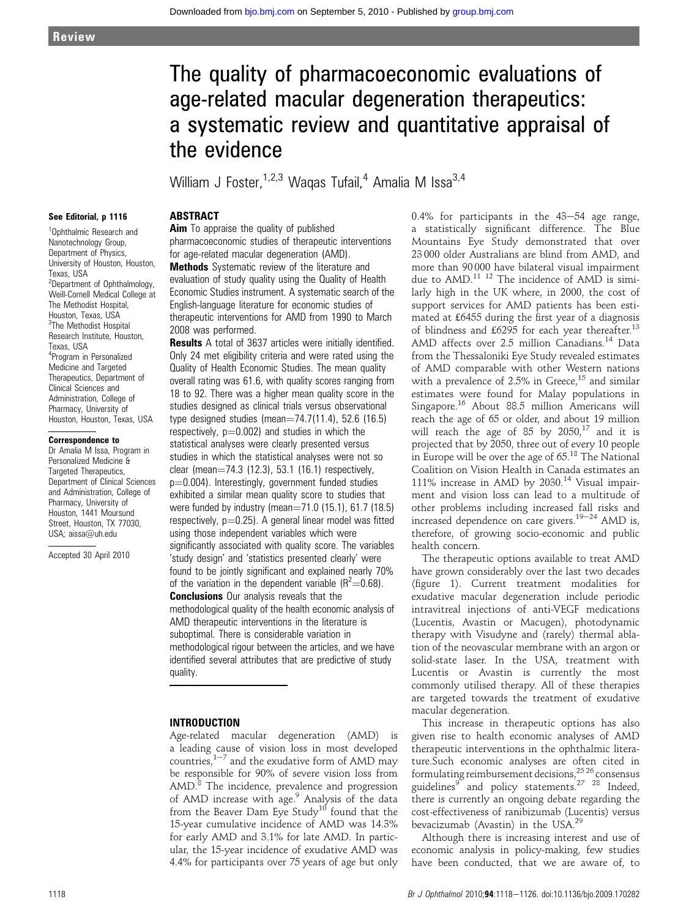# The quality of pharmacoeconomic evaluations of age-related macular degeneration therapeutics: a systematic review and quantitative appraisal of the evidence

William J Foster,[1,2,3] Waqas Tufail,[4] Amalia M Issa[3,4]

See Editorial, p 1116

[1]Ophthalmic Research and Nanotechnology Group, Department of Physics, University of Houston, Houston, Texas, USA
[2]Department of Ophthalmology, Weill-Cornell Medical College at The Methodist Hospital, Houston, Texas, USA
[3]The Methodist Hospital Research Institute, Houston, Texas, USA
[4]Program in Personalized Medicine and Targeted Therapeutics, Department of Clinical Sciences and Administration, College of Pharmacy, University of Houston, Houston, Texas, USA

**Correspondence to**
Dr Amalia M Issa, Program in Personalized Medicine & Targeted Therapeutics, Department of Clinical Sciences and Administration, College of Pharmacy, University of Houston, 1441 Moursund Street, Houston, TX 77030, USA; aissa@uh.edu

Accepted 30 April 2010

## ABSTRACT

**Aim** To appraise the quality of published pharmacoeconomic studies of therapeutic interventions for age-related macular degeneration (AMD).

**Methods** Systematic review of the literature and evaluation of study quality using the Quality of Health Economic Studies instrument. A systematic search of the English-language literature for economic studies of therapeutic interventions for AMD from 1990 to March 2008 was performed.

**Results** A total of 3637 articles were initially identified. Only 24 met eligibility criteria and were rated using the Quality of Health Economic Studies. The mean quality overall rating was 61.6, with quality scores ranging from 18 to 92. There was a higher mean quality score in the studies designed as clinical trials versus observational type designed studies (mean=74.7(11.4), 52.6 (16.5) respectively, $p=0.002$) and studies in which the statistical analyses were clearly presented versus studies in which the statistical analyses were not so clear (mean=74.3 (12.3), 53.1 (16.1) respectively, $p=0.004$). Interestingly, government funded studies exhibited a similar mean quality score to studies that were funded by industry (mean=71.0 (15.1), 61.7 (18.5) respectively, $p=0.25$). A general linear model was fitted using those independent variables which were significantly associated with quality score. The variables 'study design' and 'statistics presented clearly' were found to be jointly significant and explained nearly 70% of the variation in the dependent variable ($R^2=0.68$).

**Conclusions** Our analysis reveals that the methodological quality of the health economic analysis of AMD therapeutic interventions in the literature is suboptimal. There is considerable variation in methodological rigour between the articles, and we have identified several attributes that are predictive of study quality.

## INTRODUCTION

Age-related macular degeneration (AMD) is a leading cause of vision loss in most developed countries,[1–7] and the exudative form of AMD may be responsible for 90% of severe vision loss from AMD.[8] The incidence, prevalence and progression of AMD increase with age.[9] Analysis of the data from the Beaver Dam Eye Study[10] found that the 15-year cumulative incidence of AMD was 14.3% for early AMD and 3.1% for late AMD. In particular, the 15-year incidence of exudative AMD was 4.4% for participants over 75 years of age but only 0.4% for participants in the 43–54 age range, a statistically significant difference. The Blue Mountains Eye Study demonstrated that over 23 000 older Australians are blind from AMD, and more than 90 000 have bilateral visual impairment due to AMD.[11 12] The incidence of AMD is similarly high in the UK where, in 2000, the cost of support services for AMD patients has been estimated at £6455 during the first year of a diagnosis of blindness and £6295 for each year thereafter.[13] AMD affects over 2.5 million Canadians.[14] Data from the Thessaloniki Eye Study revealed estimates of AMD comparable with other Western nations with a prevalence of 2.5% in Greece,[15] and similar estimates were found for Malay populations in Singapore.[16] About 88.5 million Americans will reach the age of 65 or older, and about 19 million will reach the age of 85 by 2050,[17] and it is projected that by 2050, three out of every 10 people in Europe will be over the age of 65.[18] The National Coalition on Vision Health in Canada estimates an 111% increase in AMD by 2030.[14] Visual impairment and vision loss can lead to a multitude of other problems including increased fall risks and increased dependence on care givers.[19–24] AMD is, therefore, of growing socio-economic and public health concern.

The therapeutic options available to treat AMD have grown considerably over the last two decades (figure 1). Current treatment modalities for exudative macular degeneration include periodic intravitreal injections of anti-VEGF medications (Lucentis, Avastin or Macugen), photodynamic therapy with Visudyne and (rarely) thermal ablation of the neovascular membrane with an argon or solid-state laser. In the USA, treatment with Lucentis or Avastin is currently the most commonly utilised therapy. All of these therapies are targeted towards the treatment of exudative macular degeneration.

This increase in therapeutic options has also given rise to health economic analyses of AMD therapeutic interventions in the ophthalmic literature. Such economic analyses are often cited in formulating reimbursement decisions,[25 26] consensus guidelines[9] and policy statements.[27 28] Indeed, there is currently an ongoing debate regarding the cost-effectiveness of ranibizumab (Lucentis) versus bevacizumab (Avastin) in the USA.[29]

Although there is increasing interest and use of economic analysis in policy-making, few studies have been conducted, that we are aware of, to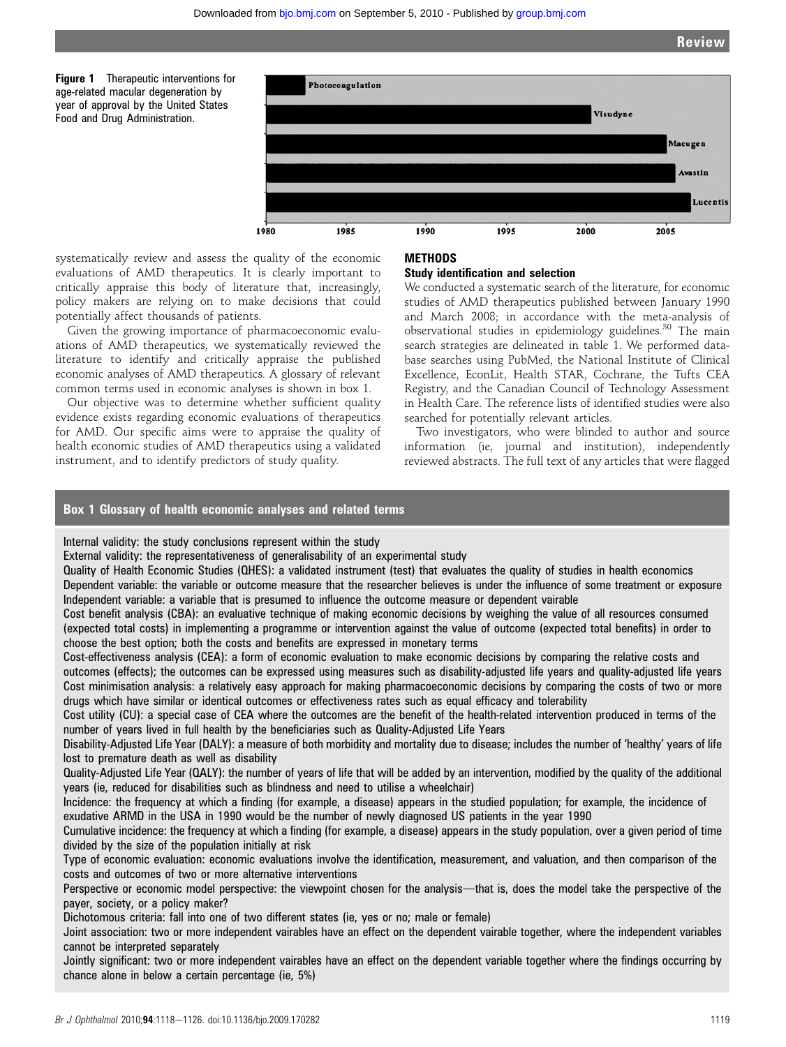**Figure 1** Therapeutic interventions for age-related macular degeneration by year of approval by the United States Food and Drug Administration.

Photocoagulation

Visudyne

Macugen

Avastin

Lucentis

1980 1985 1990 1995 2000 2005

systematically review and assess the quality of the economic evaluations of AMD therapeutics. It is clearly important to critically appraise this body of literature that, increasingly, policy makers are relying on to make decisions that could potentially affect thousands of patients.

Given the growing importance of pharmacoeconomic evaluations of AMD therapeutics, we systematically reviewed the literature to identify and critically appraise the published economic analyses of AMD therapeutics. A glossary of relevant common terms used in economic analyses is shown in box 1.

Our objective was to determine whether sufficient quality evidence exists regarding economic evaluations of therapeutics for AMD. Our specific aims were to appraise the quality of health economic studies of AMD therapeutics using a validated instrument, and to identify predictors of study quality.

## METHODS

### Study identification and selection

We conducted a systematic search of the literature, for economic studies of AMD therapeutics published between January 1990 and March 2008; in accordance with the meta-analysis of observational studies in epidemiology guidelines.[30] The main search strategies are delineated in table 1. We performed database searches using PubMed, the National Institute of Clinical Excellence, EconLit, Health STAR, Cochrane, the Tufts CEA Registry, and the Canadian Council of Technology Assessment in Health Care. The reference lists of identified studies were also searched for potentially relevant articles.

Two investigators, who were blinded to author and source information (ie, journal and institution), independently reviewed abstracts. The full text of any articles that were flagged

### Box 1 Glossary of health economic analyses and related terms

Internal validity: the study conclusions represent within the study

External validity: the representativeness of generalisability of an experimental study

Quality of Health Economic Studies (QHES): a validated instrument (test) that evaluates the quality of studies in health economics

Dependent variable: the variable or outcome measure that the researcher believes is under the influence of some treatment or exposure

Independent variable: a variable that is presumed to influence the outcome measure or dependent vairable

Cost benefit analysis (CBA): an evaluative technique of making economic decisions by weighing the value of all resources consumed (expected total costs) in implementing a programme or intervention against the value of outcome (expected total benefits) in order to choose the best option; both the costs and benefits are expressed in monetary terms

Cost-effectiveness analysis (CEA): a form of economic evaluation to make economic decisions by comparing the relative costs and outcomes (effects); the outcomes can be expressed using measures such as disability-adjusted life years and quality-adjusted life years

Cost minimisation analysis: a relatively easy approach for making pharmacoeconomic decisions by comparing the costs of two or more drugs which have similar or identical outcomes or effectiveness rates such as equal efficacy and tolerability

Cost utility (CU): a special case of CEA where the outcomes are the benefit of the health-related intervention produced in terms of the number of years lived in full health by the beneficiaries such as Quality-Adjusted Life Years

Disability-Adjusted Life Year (DALY): a measure of both morbidity and mortality due to disease; includes the number of 'healthy' years of life lost to premature death as well as disability

Quality-Adjusted Life Year (QALY): the number of years of life that will be added by an intervention, modified by the quality of the additional years (ie, reduced for disabilities such as blindness and need to utilise a wheelchair)

Incidence: the frequency at which a finding (for example, a disease) appears in the studied population; for example, the incidence of exudative ARMD in the USA in 1990 would be the number of newly diagnosed US patients in the year 1990

Cumulative incidence: the frequency at which a finding (for example, a disease) appears in the study population, over a given period of time divided by the size of the population initially at risk

Type of economic evaluation: economic evaluations involve the identification, measurement, and valuation, and then comparison of the costs and outcomes of two or more alternative interventions

Perspective or economic model perspective: the viewpoint chosen for the analysis—that is, does the model take the perspective of the payer, society, or a policy maker?

Dichotomous criteria: fall into one of two different states (ie, yes or no; male or female)

Joint association: two or more independent vairables have an effect on the dependent vairable together, where the independent variables cannot be interpreted separately

Jointly significant: two or more independent vairables have an effect on the dependent variable together where the findings occurring by chance alone in below a certain percentage (ie, 5%)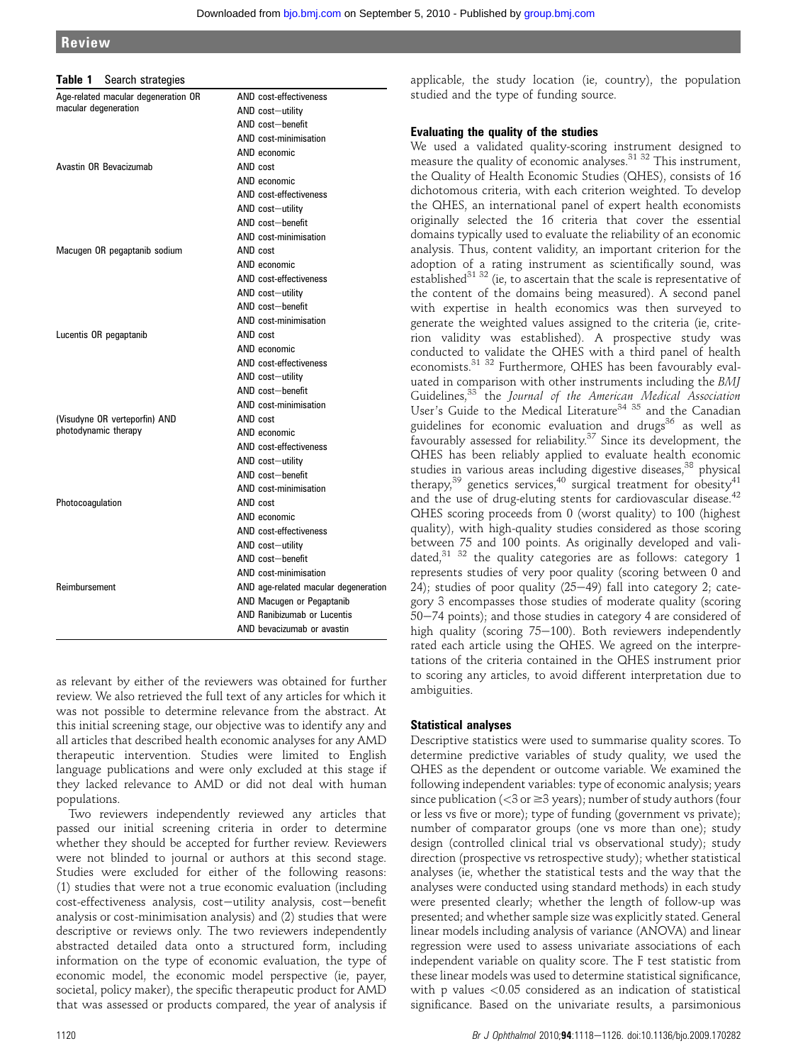**Table 1** Search strategies

| | |
|---|---|
| Age-related macular degeneration OR macular degeneration | AND cost-effectiveness |
| | AND cost–utility |
| | AND cost–benefit |
| | AND cost-minimisation |
| | AND economic |
| Avastin OR Bevacizumab | AND cost |
| | AND economic |
| | AND cost-effectiveness |
| | AND cost–utility |
| | AND cost–benefit |
| | AND cost-minimisation |
| Macugen OR pegaptanib sodium | AND cost |
| | AND economic |
| | AND cost-effectiveness |
| | AND cost–utility |
| | AND cost–benefit |
| | AND cost-minimisation |
| Lucentis OR pegaptanib | AND cost |
| | AND economic |
| | AND cost-effectiveness |
| | AND cost–utility |
| | AND cost–benefit |
| | AND cost-minimisation |
| (Visudyne OR verteporfin) AND photodynamic therapy | AND cost |
| | AND economic |
| | AND cost-effectiveness |
| | AND cost–utility |
| | AND cost–benefit |
| | AND cost-minimisation |
| Photocoagulation | AND cost |
| | AND economic |
| | AND cost-effectiveness |
| | AND cost–utility |
| | AND cost–benefit |
| | AND cost-minimisation |
| Reimbursement | AND age-related macular degeneration |
| | AND Macugen or Pegaptanib |
| | AND Ranibizumab or Lucentis |
| | AND bevacizumab or avastin |

as relevant by either of the reviewers was obtained for further review. We also retrieved the full text of any articles for which it was not possible to determine relevance from the abstract. At this initial screening stage, our objective was to identify any and all articles that described health economic analyses for any AMD therapeutic intervention. Studies were limited to English language publications and were only excluded at this stage if they lacked relevance to AMD or did not deal with human populations.

Two reviewers independently reviewed any articles that passed our initial screening criteria in order to determine whether they should be accepted for further review. Reviewers were not blinded to journal or authors at this second stage. Studies were excluded for either of the following reasons: (1) studies that were not a true economic evaluation (including cost-effectiveness analysis, cost–utility analysis, cost–benefit analysis or cost-minimisation analysis) and (2) studies that were descriptive or reviews only. The two reviewers independently abstracted detailed data onto a structured form, including information on the type of economic evaluation, the type of economic model, the economic model perspective (ie, payer, societal, policy maker), the specific therapeutic product for AMD that was assessed or products compared, the year of analysis if applicable, the study location (ie, country), the population studied and the type of funding source.

### Evaluating the quality of the studies

We used a validated quality-scoring instrument designed to measure the quality of economic analyses.[31 32] This instrument, the Quality of Health Economic Studies (QHES), consists of 16 dichotomous criteria, with each criterion weighted. To develop the QHES, an international panel of expert health economists originally selected the 16 criteria that cover the essential domains typically used to evaluate the reliability of an economic analysis. Thus, content validity, an important criterion for the adoption of a rating instrument as scientifically sound, was established[31 32] (ie, to ascertain that the scale is representative of the content of the domains being measured). A second panel with expertise in health economics was then surveyed to generate the weighted values assigned to the criteria (ie, criterion validity was established). A prospective study was conducted to validate the QHES with a third panel of health economists.[31 32] Furthermore, QHES has been favourably evaluated in comparison with other instruments including the *BMJ* Guidelines,[33] the *Journal of the American Medical Association* User's Guide to the Medical Literature[34 35] and the Canadian guidelines for economic evaluation and drugs[36] as well as favourably assessed for reliability.[37] Since its development, the QHES has been reliably applied to evaluate health economic studies in various areas including digestive diseases,[38] physical therapy,[39] genetics services,[40] surgical treatment for obesity[41] and the use of drug-eluting stents for cardiovascular disease.[42] QHES scoring proceeds from 0 (worst quality) to 100 (highest quality), with high-quality studies considered as those scoring between 75 and 100 points. As originally developed and validated,[31 32] the quality categories are as follows: category 1 represents studies of very poor quality (scoring between 0 and 24); studies of poor quality (25–49) fall into category 2; category 3 encompasses those studies of moderate quality (scoring 50–74 points); and those studies in category 4 are considered of high quality (scoring 75–100). Both reviewers independently rated each article using the QHES. We agreed on the interpretations of the criteria contained in the QHES instrument prior to scoring any articles, to avoid different interpretation due to ambiguities.

### Statistical analyses

Descriptive statistics were used to summarise quality scores. To determine predictive variables of study quality, we used the QHES as the dependent or outcome variable. We examined the following independent variables: type of economic analysis; years since publication ($<3$ or $\geq 3$ years); number of study authors (four or less vs five or more); type of funding (government vs private); number of comparator groups (one vs more than one); study design (controlled clinical trial vs observational study); study direction (prospective vs retrospective study); whether statistical analyses (ie, whether the statistical tests and the way that the analyses were conducted using standard methods) in each study were presented clearly; whether the length of follow-up was presented; and whether sample size was explicitly stated. General linear models including analysis of variance (ANOVA) and linear regression were used to assess univariate associations of each independent variable on quality score. The F test statistic from these linear models was used to determine statistical significance, with p values $<0.05$ considered as an indication of statistical significance. Based on the univariate results, a parsimonious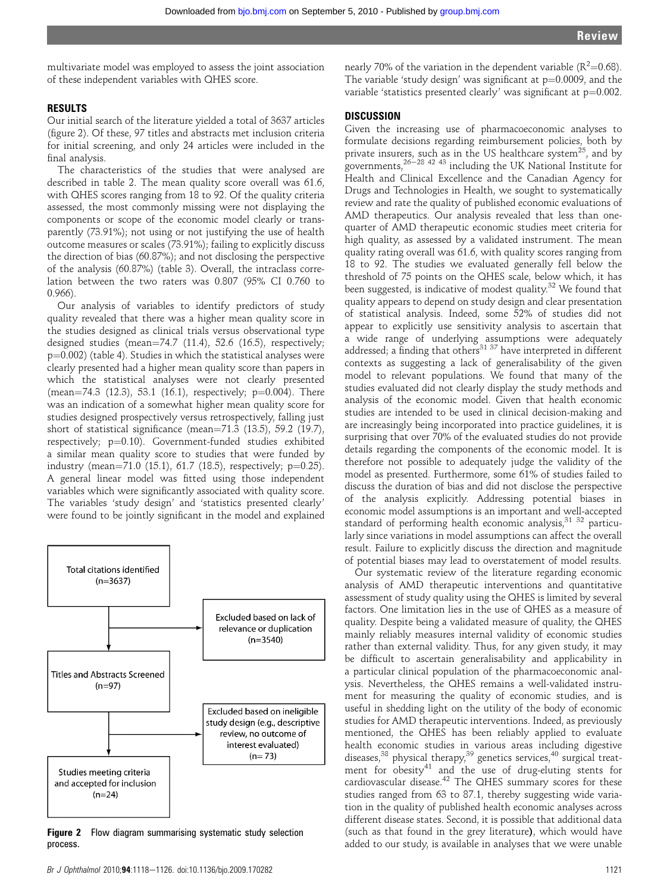multivariate model was employed to assess the joint association of these independent variables with QHES score.

## RESULTS

Our initial search of the literature yielded a total of 3637 articles (figure 2). Of these, 97 titles and abstracts met inclusion criteria for initial screening, and only 24 articles were included in the final analysis.

The characteristics of the studies that were analysed are described in table 2. The mean quality score overall was 61.6, with QHES scores ranging from 18 to 92. Of the quality criteria assessed, the most commonly missing were not displaying the components or scope of the economic model clearly or transparently (73.91%); not using or not justifying the use of health outcome measures or scales (73.91%); failing to explicitly discuss the direction of bias (60.87%); and not disclosing the perspective of the analysis (60.87%) (table 3). Overall, the intraclass correlation between the two raters was 0.807 (95% CI 0.760 to 0.966).

Our analysis of variables to identify predictors of study quality revealed that there was a higher mean quality score in the studies designed as clinical trials versus observational type designed studies (mean=74.7 (11.4), 52.6 (16.5), respectively; $p=0.002$) (table 4). Studies in which the statistical analyses were clearly presented had a higher mean quality score than papers in which the statistical analyses were not clearly presented (mean=74.3 (12.3), 53.1 (16.1), respectively; $p=0.004$). There was an indication of a somewhat higher mean quality score for studies designed prospectively versus retrospectively, falling just short of statistical significance (mean=71.3 (13.5), 59.2 (19.7), respectively; $p=0.10$). Government-funded studies exhibited a similar mean quality score to studies that were funded by industry (mean=71.0 (15.1), 61.7 (18.5), respectively; $p=0.25$). A general linear model was fitted using those independent variables which were significantly associated with quality score. The variables 'study design' and 'statistics presented clearly' were found to be jointly significant in the model and explained nearly 70% of the variation in the dependent variable ($R^2=0.68$). The variable 'study design' was significant at $p=0.0009$, and the variable 'statistics presented clearly' was significant at $p=0.002$.

Total citations identified (n=3637)

Excluded based on lack of relevance or duplication (n=3540)

Titles and Abstracts Screened (n=97)

Excluded based on ineligible study design (e.g., descriptive review, no outcome of interest evaluated) (n= 73)

Studies meeting criteria and accepted for inclusion (n=24)

**Figure 2** Flow diagram summarising systematic study selection process.

## DISCUSSION

Given the increasing use of pharmacoeconomic analyses to formulate decisions regarding reimbursement policies, both by private insurers, such as in the US healthcare system[25], and by governments,[26–28 42 43] including the UK National Institute for Health and Clinical Excellence and the Canadian Agency for Drugs and Technologies in Health, we sought to systematically review and rate the quality of published economic evaluations of AMD therapeutics. Our analysis revealed that less than one-quarter of AMD therapeutic economic studies meet criteria for high quality, as assessed by a validated instrument. The mean quality rating overall was 61.6, with quality scores ranging from 18 to 92. The studies we evaluated generally fell below the threshold of 75 points on the QHES scale, below which, it has been suggested, is indicative of modest quality.[32] We found that quality appears to depend on study design and clear presentation of statistical analysis. Indeed, some 52% of studies did not appear to explicitly use sensitivity analysis to ascertain that a wide range of underlying assumptions were adequately addressed; a finding that others[31 37] have interpreted in different contexts as suggesting a lack of generalisability of the given model to relevant populations. We found that many of the studies evaluated did not clearly display the study methods and analysis of the economic model. Given that health economic studies are intended to be used in clinical decision-making and are increasingly being incorporated into practice guidelines, it is surprising that over 70% of the evaluated studies do not provide details regarding the components of the economic model. It is therefore not possible to adequately judge the validity of the model as presented. Furthermore, some 61% of studies failed to discuss the duration of bias and did not disclose the perspective of the analysis explicitly. Addressing potential biases in economic model assumptions is an important and well-accepted standard of performing health economic analysis,[31 32] particularly since variations in model assumptions can affect the overall result. Failure to explicitly discuss the direction and magnitude of potential biases may lead to overstatement of model results.

Our systematic review of the literature regarding economic analysis of AMD therapeutic interventions and quantitative assessment of study quality using the QHES is limited by several factors. One limitation lies in the use of QHES as a measure of quality. Despite being a validated measure of quality, the QHES mainly reliably measures internal validity of economic studies rather than external validity. Thus, for any given study, it may be difficult to ascertain generalisability and applicability in a particular clinical population of the pharmacoeconomic analysis. Nevertheless, the QHES remains a well-validated instrument for measuring the quality of economic studies, and is useful in shedding light on the utility of the body of economic studies for AMD therapeutic interventions. Indeed, as previously mentioned, the QHES has been reliably applied to evaluate health economic studies in various areas including digestive diseases,[38] physical therapy,[39] genetics services,[40] surgical treatment for obesity[41] and the use of drug-eluting stents for cardiovascular disease.[42] The QHES summary scores for these studies ranged from 63 to 87.1, thereby suggesting wide variation in the quality of published health economic analyses across different disease states. Second, it is possible that additional data (such as that found in the grey literature), which would have added to our study, is available in analyses that we were unable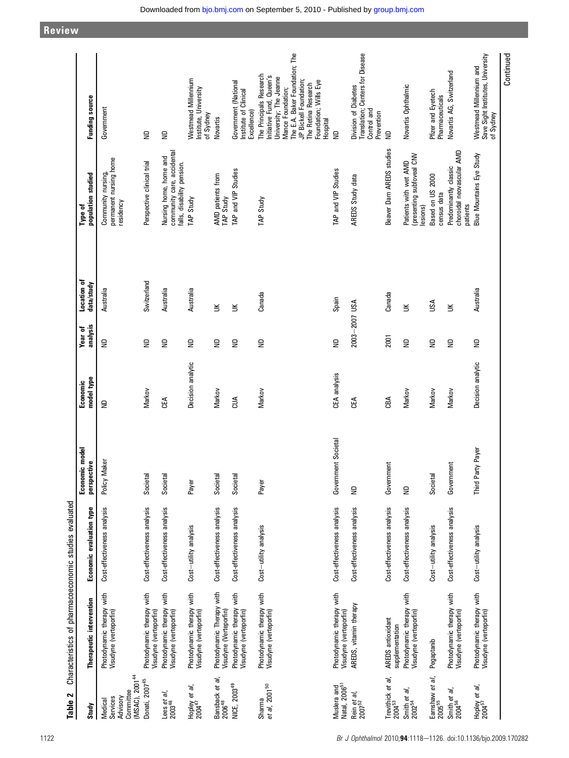**Table 2** Characteristics of pharmacoeconomic studies evaluated

| Study | Therapeutic intervention | Economic evaluation type | Economic model perspective | Economic model type | Year of analysis | Location of data/study | Type of population studied | Funding source |
|---|---|---|---|---|---|---|---|---|
| Medical Services Advisory Committee (MSAC), 2001[44] | Photodynamic therapy with Visudyne (verteporfin) | Cost-effectiveness analysis | Policy Maker | ND | ND | Australia | Community nursing, permanent nursing home residency | Government |
| Donati, 2007[45] | Photodynamic therapy with Visudyne (verteporfin) | Cost-effectiveness analysis | Societal | Markov | ND | Switzerland | Perspective clinical trial | ND |
| Lees et al, 2003[46] | Photodynamic therapy with Visudyne (verteporfin) | Cost-effectiveness analysis | Societal | CEA | ND | Australia | Nursing home, home and community care, accidental falls, disability pension. | ND |
| Hopley et al, 2004[47] | Photodynamic therapy with Visudyne (verteporfin) | Cost–utility analysis | Payer | Decision analytic | ND | Australia | TAP Study | Westmead Millennium Institute, University of Sydney |
| Bansback et al, 2006[48] | Photodynamic Therapy with Visudyne (Verteporfin) | Cost-effectiveness analysis | Societal | Markov | ND | UK | AMD patients from TAP Study | Novartis |
| NICE, 2003[49] | Photodynamic therapy with Visudyne (verteporfin) | Cost-effectiveness analysis | Societal | CUA | ND | UK | TAP and VIP Studies | Government (National Institute of Clinical Excellence) |
| Sharma et al, 2001[50] | Photodynamic therapy with Visudyne (verteporfin) | Cost–utility analysis | Payer | Markov | ND | Canada | TAP Study | The Principals Research Initiative Fund, Queen's University; The Jeanne Mance Foundation; The E.A. Baker Foundation; The JP Bickell Foundation; The Retina Research Foundation; Wills Eye Hospital |
| Muslera and Natal, 2006[51] | Photodynamic therapy with Visudyne (verteporfin) | Cost-effectiveness analysis | Government Societal | CEA analysis | ND | Spain | TAP and VIP Studies | ND |
| Rein et al, 2007[52] | AREDS, vitamin therapy | Cost-effectiveness analysis | ND | CEA | 2003–2007 | USA | AREDS Study data | Division of Diabetes Translation; Centers for Disease Control and Prevention |
| Trevithick et al, 2004[53] | AREDS antioxidant supplementation | Cost-effectiveness analysis | Government | CBA | 2001 | Canada | Beaver Dam AREDS studies | ND |
| Smith et al, 2002[54] | Photodynamic therapy with Visudyne (verteporfin) | Cost-effectiveness analysis | ND | Markov | ND | UK | Patients with wet AMD (presenting subfoveal CNV lesions) | Novartis Ophthalmic |
| Earnshaw et al, 2005[55] | Pegaptanib | Cost–utility analysis | Societal | Markov | ND | USA | Based on US 2000 census data | Pfizer and Eyetech Pharmaceuticals |
| Smith et al, 2004[56] | Photodynamic therapy with Visudyne (verteporfin) | Cost-effectiveness analysis | Government | Markov | ND | UK | Predominantly classic choroidal neovascular AMD patients | Novartis AG, Switzerland |
| Hopley et al, 2004[57] | Photodynamic therapy with Visudyne (verteporfin) | Cost–utility analysis | Third Party Payer | Decision analytic | ND | Australia | Blue Mountains Eye Study | Westmead Millennium and Save Sight Institutes, University of Sydney |

Continued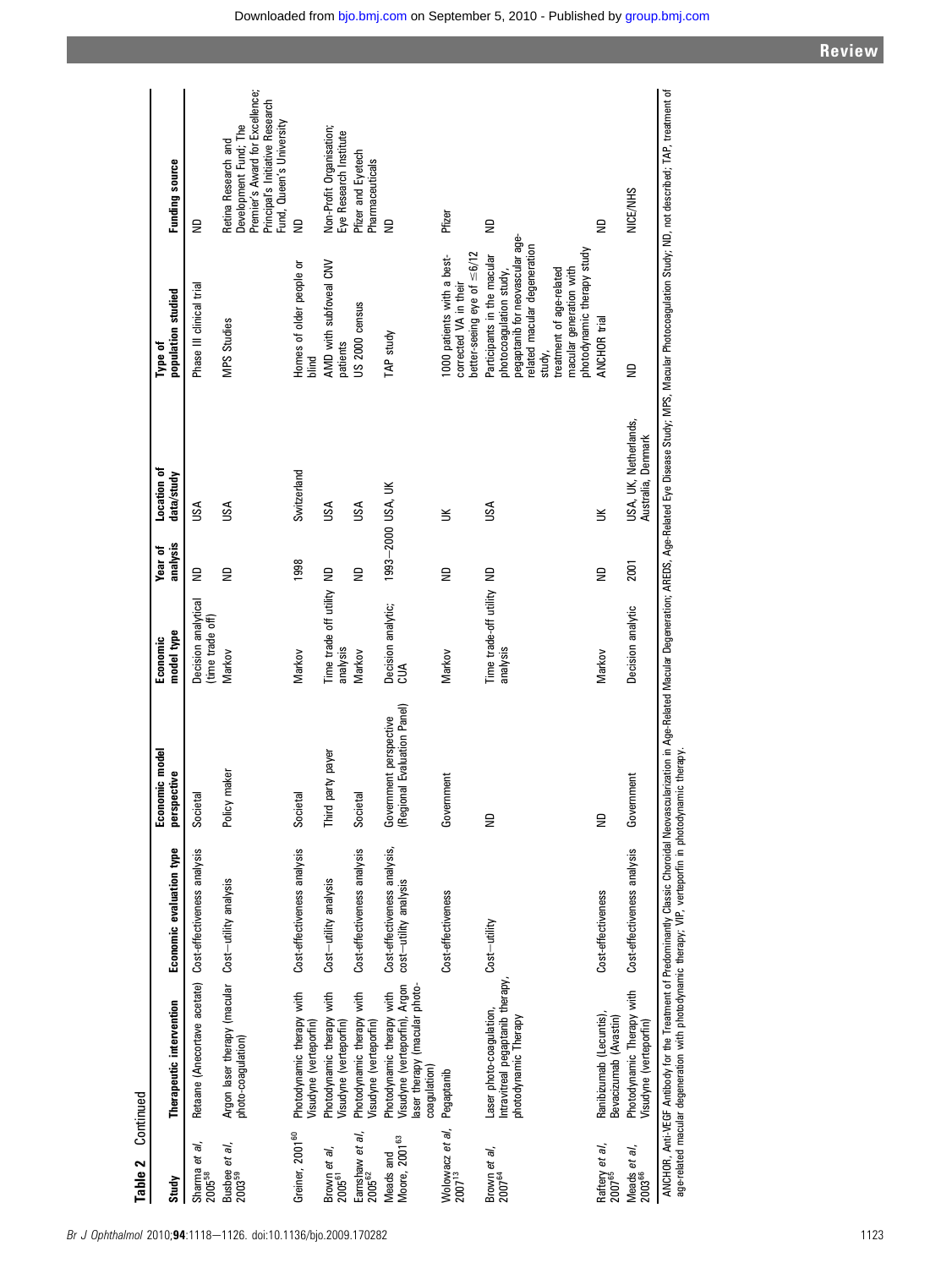**Table 2** Continued

| Study | Therapeutic intervention | Economic evaluation type | Economic model perspective | Economic model type | Year of analysis | Location of data/study | Type of population studied | Funding source |
|---|---|---|---|---|---|---|---|---|
| Sharma *et al*, 2005[58] | Retaane (Anecortave acetate) | Cost-effectiveness analysis | Societal | Decision analytical (time trade off) | ND | USA | Phase III clinical trial | ND |
| Busbee *et al*, 2003[59] | Argon laser therapy (macular photo-coagulation) | Cost–utility analysis | Policy maker | Markov | ND | USA | MPS Studies | Retina Research and Development Fund; The Premier's Award for Excellence; Principal's Initiative Research Fund, Queen's University |
| Greiner, 2001[60] | Photodynamic therapy with Visudyne (verteporfin) | Cost-effectiveness analysis | Societal | Markov | 1998 | Switzerland | Homes of older people or blind | ND |
| Brown *et al*, 2005[61] | Photodynamic therapy with Visudyne (verteporfin) | Cost–utility analysis | Third party payer | Time trade off utility analysis | ND | USA | AMD with subfoveal CNV patients | Non-Profit Organisation; Eye Research Institute |
| Earnshaw *et al*, 2005[62] | Photodynamic therapy with Visudyne (verteporfin) | Cost-effectiveness analysis | Societal | Markov | ND | USA | US 2000 census | Pfizer and Eyetech Pharmaceuticals |
| Meads and Moore, 2001[63] | Photodynamic therapy with Visudyne (verteporfin), Argon laser therapy (macular photo-coagulation) | Cost-effectiveness analysis, cost–utility analysis | Government perspective (Regional Evaluation Panel) | Decision analytic; CUA | 1993–2000 | USA, UK | TAP study | ND |
| Wolowacz *et al*, 2007[13] | Pegaptanib | Cost-effectiveness | Government | Markov | ND | UK | 1000 patients with a best-corrected VA in their better-seeing eye of ≤6/12 | Pfizer |
| Brown *et al*, 2007[64] | Laser photo-coagulation, Intravitreal pegaptanib therapy, photodynamic Therapy | Cost–utility | ND | Time trade-off utility analysis | ND | USA | Participants in the macular photocoagulation study, pegaptanib for neovascular age-related macular degeneration study, treatment of age-related macular generation with photodynamic therapy study | ND |
| Raftery *et al*, 2007[65] | Ranibizumab (Lecuntis), Bevacizumab (Avastin) | Cost-effectiveness | ND | Markov | ND | UK | ANCHOR trial | ND |
| Meads *et al*, 2003[66] | Photodynamic Therapy with Visudyne (verteporfin) | Cost-effectiveness analysis | Government | Decision analytic | 2001 | USA, UK, Netherlands, Australia, Denmark | ND | NICE/NHS |

ANCHOR, Anti-VEGF Antibody for the Treatment of Predominantly Classic Choroidal Neovascularization in Age-Related Macular Degeneration; AREDS, Age-Related Eye Disease Study; MPS, Macular Photocoagulation Study; ND, not described; TAP, treatment of age-related macular degeneration with photodynamic therapy; VIP, verteporfin in photodynamic therapy.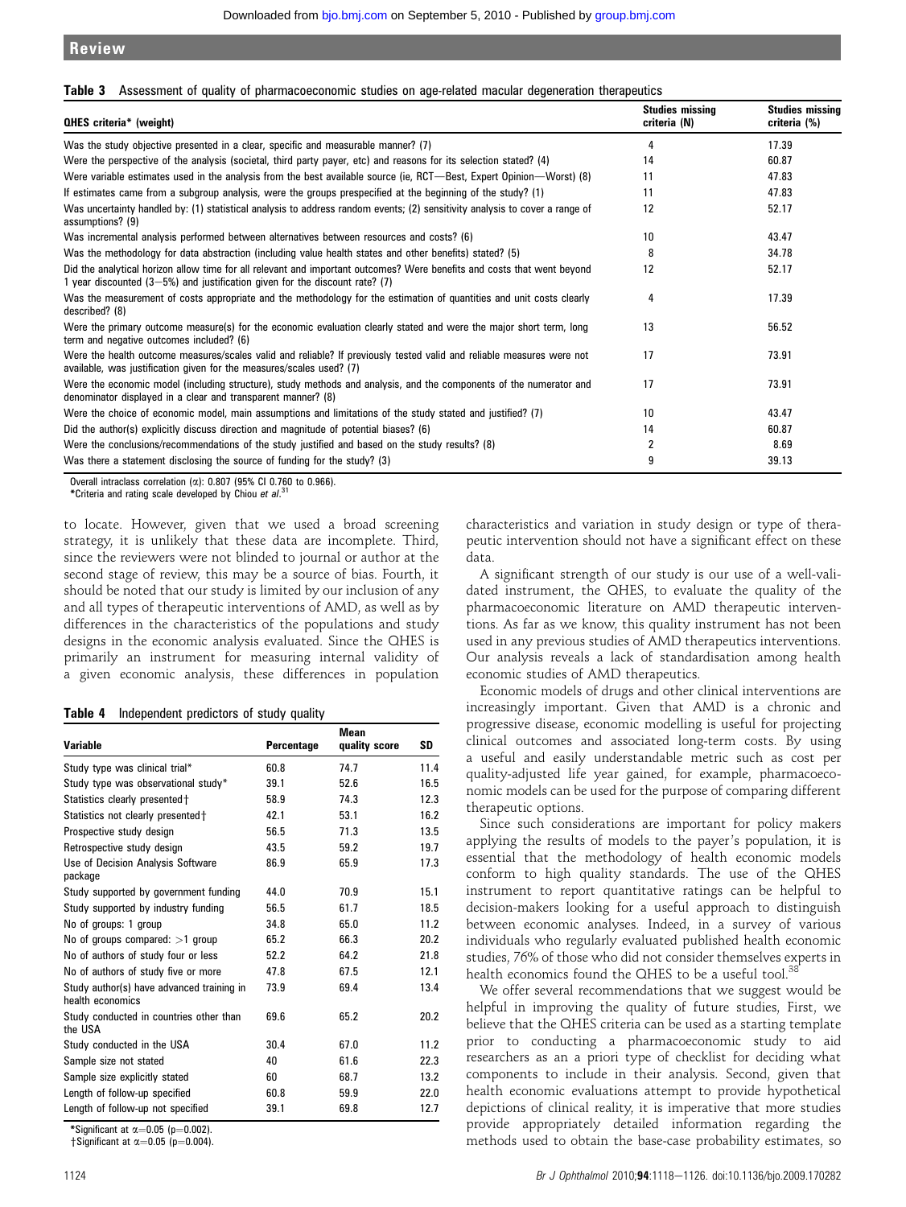**Table 3** Assessment of quality of pharmacoeconomic studies on age-related macular degeneration therapeutics

| QHES criteria* (weight) | Studies missing criteria (N) | Studies missing criteria (%) |
|---|---|---|
| Was the study objective presented in a clear, specific and measurable manner? (7) | 4 | 17.39 |
| Were the perspective of the analysis (societal, third party payer, etc) and reasons for its selection stated? (4) | 14 | 60.87 |
| Were variable estimates used in the analysis from the best available source (ie, RCT—Best, Expert Opinion—Worst) (8) | 11 | 47.83 |
| If estimates came from a subgroup analysis, were the groups prespecified at the beginning of the study? (1) | 11 | 47.83 |
| Was uncertainty handled by: (1) statistical analysis to address random events; (2) sensitivity analysis to cover a range of assumptions? (9) | 12 | 52.17 |
| Was incremental analysis performed between alternatives between resources and costs? (6) | 10 | 43.47 |
| Was the methodology for data abstraction (including value health states and other benefits) stated? (5) | 8 | 34.78 |
| Did the analytical horizon allow time for all relevant and important outcomes? Were benefits and costs that went beyond 1 year discounted (3–5%) and justification given for the discount rate? (7) | 12 | 52.17 |
| Was the measurement of costs appropriate and the methodology for the estimation of quantities and unit costs clearly described? (8) | 4 | 17.39 |
| Were the primary outcome measure(s) for the economic evaluation clearly stated and were the major short term, long term and negative outcomes included? (6) | 13 | 56.52 |
| Were the health outcome measures/scales valid and reliable? If previously tested valid and reliable measures were not available, was justification given for the measures/scales used? (7) | 17 | 73.91 |
| Were the economic model (including structure), study methods and analysis, and the components of the numerator and denominator displayed in a clear and transparent manner? (8) | 17 | 73.91 |
| Were the choice of economic model, main assumptions and limitations of the study stated and justified? (7) | 10 | 43.47 |
| Did the author(s) explicitly discuss direction and magnitude of potential biases? (6) | 14 | 60.87 |
| Were the conclusions/recommendations of the study justified and based on the study results? (8) | 2 | 8.69 |
| Was there a statement disclosing the source of funding for the study? (3) | 9 | 39.13 |

Overall intraclass correlation ($\alpha$): 0.807 (95% CI 0.760 to 0.966).
*Criteria and rating scale developed by Chiou *et al*.[31]

to locate. However, given that we used a broad screening strategy, it is unlikely that these data are incomplete. Third, since the reviewers were not blinded to journal or author at the second stage of review, this may be a source of bias. Fourth, it should be noted that our study is limited by our inclusion of any and all types of therapeutic interventions of AMD, as well as by differences in the characteristics of the populations and study designs in the economic analysis evaluated. Since the QHES is primarily an instrument for measuring internal validity of a given economic analysis, these differences in population characteristics and variation in study design or type of therapeutic intervention should not have a significant effect on these data.

**Table 4** Independent predictors of study quality

| Variable | Percentage | Mean quality score | SD |
|---|---|---|---|
| Study type was clinical trial* | 60.8 | 74.7 | 11.4 |
| Study type was observational study* | 39.1 | 52.6 | 16.5 |
| Statistics clearly presented† | 58.9 | 74.3 | 12.3 |
| Statistics not clearly presented† | 42.1 | 53.1 | 16.2 |
| Prospective study design | 56.5 | 71.3 | 13.5 |
| Retrospective study design | 43.5 | 59.2 | 19.7 |
| Use of Decision Analysis Software package | 86.9 | 65.9 | 17.3 |
| Study supported by government funding | 44.0 | 70.9 | 15.1 |
| Study supported by industry funding | 56.5 | 61.7 | 18.5 |
| No of groups: 1 group | 34.8 | 65.0 | 11.2 |
| No of groups compared: >1 group | 65.2 | 66.3 | 20.2 |
| No of authors of study four or less | 52.2 | 64.2 | 21.8 |
| No of authors of study five or more | 47.8 | 67.5 | 12.1 |
| Study author(s) have advanced training in health economics | 73.9 | 69.4 | 13.4 |
| Study conducted in countries other than the USA | 69.6 | 65.2 | 20.2 |
| Study conducted in the USA | 30.4 | 67.0 | 11.2 |
| Sample size not stated | 40 | 61.6 | 22.3 |
| Sample size explicitly stated | 60 | 68.7 | 13.2 |
| Length of follow-up specified | 60.8 | 59.9 | 22.0 |
| Length of follow-up not specified | 39.1 | 69.8 | 12.7 |

*Significant at $\alpha$=0.05 (p=0.002).
†Significant at $\alpha$=0.05 (p=0.004).

A significant strength of our study is our use of a well-validated instrument, the QHES, to evaluate the quality of the pharmacoeconomic literature on AMD therapeutic interventions. As far as we know, this quality instrument has not been used in any previous studies of AMD therapeutics interventions. Our analysis reveals a lack of standardisation among health economic studies of AMD therapeutics.

Economic models of drugs and other clinical interventions are increasingly important. Given that AMD is a chronic and progressive disease, economic modelling is useful for projecting clinical outcomes and associated long-term costs. By using a useful and easily understandable metric such as cost per quality-adjusted life year gained, for example, pharmacoeconomic models can be used for the purpose of comparing different therapeutic options.

Since such considerations are important for policy makers applying the results of models to the payer's population, it is essential that the methodology of health economic models conform to high quality standards. The use of the QHES instrument to report quantitative ratings can be helpful to decision-makers looking for a useful approach to distinguish between economic analyses. Indeed, in a survey of various individuals who regularly evaluated published health economic studies, 76% of those who did not consider themselves experts in health economics found the QHES to be a useful tool.[38]

We offer several recommendations that we suggest would be helpful in improving the quality of future studies, First, we believe that the QHES criteria can be used as a starting template prior to conducting a pharmacoeconomic study to aid researchers as an a priori type of checklist for deciding what components to include in their analysis. Second, given that health economic evaluations attempt to provide hypothetical depictions of clinical reality, it is imperative that more studies provide appropriately detailed information regarding the methods used to obtain the base-case probability estimates, so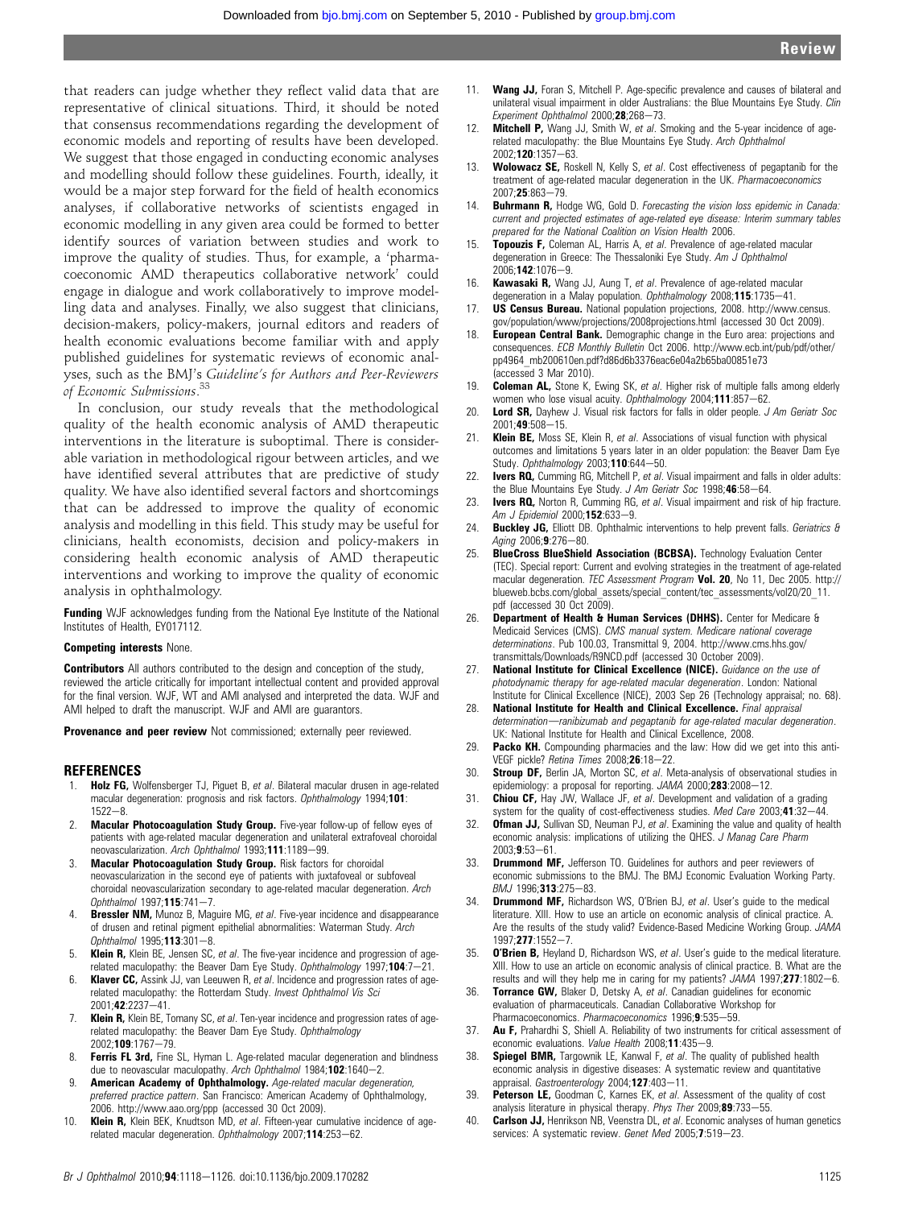that readers can judge whether they reflect valid data that are representative of clinical situations. Third, it should be noted that consensus recommendations regarding the development of economic models and reporting of results have been developed. We suggest that those engaged in conducting economic analyses and modelling should follow these guidelines. Fourth, ideally, it would be a major step forward for the field of health economics analyses, if collaborative networks of scientists engaged in economic modelling in any given area could be formed to better identify sources of variation between studies and work to improve the quality of studies. Thus, for example, a 'pharmacoeconomic AMD therapeutics collaborative network' could engage in dialogue and work collaboratively to improve modelling data and analyses. Finally, we also suggest that clinicians, decision-makers, policy-makers, journal editors and readers of health economic evaluations become familiar with and apply published guidelines for systematic reviews of economic analyses, such as the BMJ's *Guideline's for Authors and Peer-Reviewers of Economic Submissions*.[33]

In conclusion, our study reveals that the methodological quality of the health economic analysis of AMD therapeutic interventions in the literature is suboptimal. There is considerable variation in methodological rigour between articles, and we have identified several attributes that are predictive of study quality. We have also identified several factors and shortcomings that can be addressed to improve the quality of economic analysis and modelling in this field. This study may be useful for clinicians, health economists, decision and policy-makers in considering health economic analysis of AMD therapeutic interventions and working to improve the quality of economic analysis in ophthalmology.

**Funding** WJF acknowledges funding from the National Eye Institute of the National Institutes of Health, EY017112.

**Competing interests** None.

**Contributors** All authors contributed to the design and conception of the study, reviewed the article critically for important intellectual content and provided approval for the final version. WJF, WT and AMI analysed and interpreted the data. WJF and AMI helped to draft the manuscript. WJF and AMI are guarantors.

**Provenance and peer review** Not commissioned; externally peer reviewed.

## REFERENCES

1. **Holz FG,** Wolfensberger TJ, Piguet B, *et al*. Bilateral macular drusen in age-related macular degeneration: prognosis and risk factors. *Ophthalmology* 1994;**101**:1522–8.
2. **Macular Photocoagulation Study Group.** Five-year follow-up of fellow eyes of patients with age-related macular degeneration and unilateral extrafoveal choroidal neovascularization. *Arch Ophthalmol* 1993;**111**:1189–99.
3. **Macular Photocoagulation Study Group.** Risk factors for choroidal neovascularization in the second eye of patients with juxtafoveal or subfoveal choroidal neovascularization secondary to age-related macular degeneration. *Arch Ophthalmol* 1997;**115**:741–7.
4. **Bressler NM,** Munoz B, Maguire MG, *et al*. Five-year incidence and disappearance of drusen and retinal pigment epithelial abnormalities: Waterman Study. *Arch Ophthalmol* 1995;**113**:301–8.
5. **Klein R,** Klein BE, Jensen SC, *et al*. The five-year incidence and progression of age-related maculopathy: the Beaver Dam Eye Study. *Ophthalmology* 1997;**104**:7–21.
6. **Klaver CC,** Assink JJ, van Leeuwen R, *et al*. Incidence and progression rates of age-related maculopathy: the Rotterdam Study. *Invest Ophthalmol Vis Sci* 2001;**42**:2237–41.
7. **Klein R,** Klein BE, Tomany SC, *et al*. Ten-year incidence and progression rates of age-related maculopathy: the Beaver Dam Eye Study. *Ophthalmology* 2002;**109**:1767–79.
8. **Ferris FL 3rd,** Fine SL, Hyman L. Age-related macular degeneration and blindness due to neovascular maculopathy. *Arch Ophthalmol* 1984;**102**:1640–2.
9. **American Academy of Ophthalmology.** *Age-related macular degeneration, preferred practice pattern*. San Francisco: American Academy of Ophthalmology, 2006. http://www.aao.org/ppp (accessed 30 Oct 2009).
10. **Klein R,** Klein BEK, Knudtson MD, *et al*. Fifteen-year cumulative incidence of age-related macular degeneration. *Ophthalmology* 2007;**114**:253–62.
11. **Wang JJ,** Foran S, Mitchell P. Age-specific prevalence and causes of bilateral and unilateral visual impairment in older Australians: the Blue Mountains Eye Study. *Clin Experiment Ophthalmol* 2000;**28**;268–73.
12. **Mitchell P,** Wang JJ, Smith W, *et al*. Smoking and the 5-year incidence of age-related maculopathy: the Blue Mountains Eye Study. *Arch Ophthalmol* 2002;**120**:1357–63.
13. **Wolowacz SE,** Roskell N, Kelly S, *et al*. Cost effectiveness of pegaptanib for the treatment of age-related macular degeneration in the UK. *Pharmacoeconomics* 2007;**25**:863–79.
14. **Buhrmann R,** Hodge WG, Gold D. *Forecasting the vision loss epidemic in Canada: current and projected estimates of age-related eye disease: Interim summary tables prepared for the National Coalition on Vision Health* 2006.
15. **Topouzis F,** Coleman AL, Harris A, *et al*. Prevalence of age-related macular degeneration in Greece: The Thessaloniki Eye Study. *Am J Ophthalmol* 2006;**142**:1076–9.
16. **Kawasaki R,** Wang JJ, Aung T, *et al*. Prevalence of age-related macular degeneration in a Malay population. *Ophthalmology* 2008;**115**:1735–41.
17. **US Census Bureau.** National population projections, 2008. http://www.census.gov/population/www/projections/2008projections.html (accessed 30 Oct 2009).
18. **European Central Bank.** Demographic change in the Euro area: projections and consequences. *ECB Monthly Bulletin* Oct 2006. http://www.ecb.int/pub/pdf/other/pp4964_mb200610en.pdf?d86d6b3376eac6e04a2b65ba00851e73 (accessed 3 Mar 2010).
19. **Coleman AL,** Stone K, Ewing SK, *et al*. Higher risk of multiple falls among elderly women who lose visual acuity. *Ophthalmology* 2004;**111**:857–62.
20. **Lord SR,** Dayhew J. Visual risk factors for falls in older people. *J Am Geriatr Soc* 2001;**49**:508–15.
21. **Klein BE,** Moss SE, Klein R, *et al*. Associations of visual function with physical outcomes and limitations 5 years later in an older population: the Beaver Dam Eye Study. *Ophthalmology* 2003;**110**:644–50.
22. **Ivers RQ,** Cumming RG, Mitchell P, *et al*. Visual impairment and falls in older adults: the Blue Mountains Eye Study. *J Am Geriatr Soc* 1998;**46**:58–64.
23. **Ivers RQ,** Norton R, Cumming RG, *et al*. Visual impairment and risk of hip fracture. *Am J Epidemiol* 2000;**152**:633–9.
24. **Buckley JG,** Elliott DB. Ophthalmic interventions to help prevent falls. *Geriatrics & Aging* 2006;**9**:276–80.
25. **BlueCross BlueShield Association (BCBSA).** Technology Evaluation Center (TEC). Special report: Current and evolving strategies in the treatment of age-related macular degeneration. *TEC Assessment Program* **Vol. 20**, No 11, Dec 2005. http://blueweb.bcbs.com/global_assets/special_content/tec_assessments/vol20/20_11.pdf (accessed 30 Oct 2009).
26. **Department of Health & Human Services (DHHS).** Center for Medicare & Medicaid Services (CMS). *CMS manual system. Medicare national coverage determinations*. Pub 100.03, Transmittal 9, 2004. http://www.cms.hhs.gov/transmittals/Downloads/R9NCD.pdf (accessed 30 October 2009).
27. **National Institute for Clinical Excellence (NICE).** *Guidance on the use of photodynamic therapy for age-related macular degeneration*. London: National Institute for Clinical Excellence (NICE), 2003 Sep 26 (Technology appraisal; no. 68).
28. **National Institute for Health and Clinical Excellence.** *Final appraisal determination—ranibizumab and pegaptanib for age-related macular degeneration*. UK: National Institute for Health and Clinical Excellence, 2008.
29. **Packo KH.** Compounding pharmacies and the law: How did we get into this anti-VEGF pickle? *Retina Times* 2008;**26**:18–22.
30. **Stroup DF,** Berlin JA, Morton SC, *et al*. Meta-analysis of observational studies in epidemiology: a proposal for reporting. *JAMA* 2000;**283**:2008–12.
31. **Chiou CF,** Hay JW, Wallace JF, *et al*. Development and validation of a grading system for the quality of cost-effectiveness studies. *Med Care* 2003;**41**:32–44.
32. **Ofman JJ,** Sullivan SD, Neuman PJ, *et al*. Examining the value and quality of health economic analysis: implications of utilizing the QHES. *J Manag Care Pharm* 2003;**9**:53–61.
33. **Drummond MF,** Jefferson TO. Guidelines for authors and peer reviewers of economic submissions to the BMJ. The BMJ Economic Evaluation Working Party. *BMJ* 1996;**313**:275–83.
34. **Drummond MF,** Richardson WS, O'Brien BJ, *et al*. User's guide to the medical literature. XIII. How to use an article on economic analysis of clinical practice. A. Are the results of the study valid? Evidence-Based Medicine Working Group. *JAMA* 1997;**277**:1552–7.
35. **O'Brien B,** Heyland D, Richardson WS, *et al*. User's guide to the medical literature. XIII. How to use an article on economic analysis of clinical practice. B. What are the results and will they help me in caring for my patients? *JAMA* 1997;**277**:1802–6.
36. **Torrance GW,** Blaker D, Detsky A, *et al*. Canadian guidelines for economic evaluation of pharmaceuticals. Canadian Collaborative Workshop for Pharmacoeconomics. *Pharmacoeconomics* 1996;**9**:535–59.
37. **Au F,** Prahardhi S, Shiell A. Reliability of two instruments for critical assessment of economic evaluations. *Value Health* 2008;**11**:435–9.
38. **Spiegel BMR,** Targownik LE, Kanwal F, *et al*. The quality of published health economic analysis in digestive diseases: A systematic review and quantitative appraisal. *Gastroenterology* 2004;**127**:403–11.
39. **Peterson LE,** Goodman C, Karnes EK, *et al*. Assessment of the quality of cost analysis literature in physical therapy. *Phys Ther* 2009;**89**:733–55.
40. **Carlson JJ,** Henrikson NB, Veenstra DL, *et al*. Economic analyses of human genetics services: A systematic review. *Genet Med* 2005;**7**:519–23.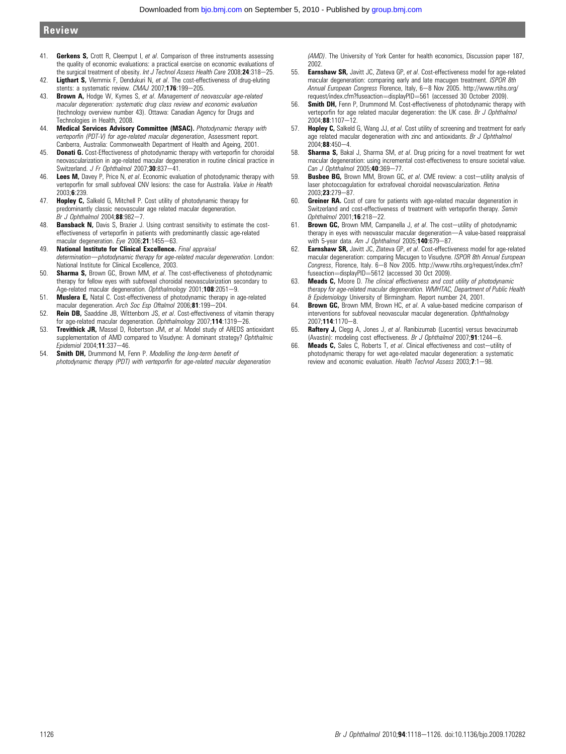41. **Gerkens S,** Crott R, Cleemput I, *et al*. Comparison of three instruments assessing the quality of economic evaluations: a practical exercise on economic evaluations of the surgical treatment of obesity. *Int J Technol Assess Health Care* 2008;**24**:318–25.
42. **Ligthart S,** Vlemmix F, Dendukuri N, *et al*. The cost-effectiveness of drug-eluting stents: a systematic review. *CMAJ* 2007;**176**:199–205.
43. **Brown A,** Hodge W, Kymes S, *et al*. *Management of neovascular age-related macular degeneration: systematic drug class review and economic evaluation* (technology overview number 43). Ottawa: Canadian Agency for Drugs and Technologies in Health, 2008.
44. **Medical Services Advisory Committee (MSAC).** *Photodynamic therapy with verteporfin (PDT-V) for age-related macular degeneration*, Assessment report. Canberra, Australia: Commonwealth Department of Health and Ageing, 2001.
45. **Donati G.** Cost-Effectiveness of photodynamic therapy with verteporfin for choroidal neovascularization in age-related macular degeneration in routine clinical practice in Switzerland. *J Fr Ophthalmol* 2007;**30**:837–41.
46. **Lees M,** Davey P, Price N, *et al*. Economic evaluation of photodynamic therapy with verteporfin for small subfoveal CNV lesions: the case for Australia. *Value in Health* 2003;**6**:239.
47. **Hopley C,** Salkeld G, Mitchell P. Cost utility of photodynamic therapy for predominantly classic neovascular age related macular degeneration. *Br J Ophthalmol* 2004;**88**:982–7.
48. **Bansback N,** Davis S, Brazier J. Using contrast sensitivity to estimate the cost-effectiveness of verteporfin in patients with predominantly classic age-related macular degeneration. *Eye* 2006;**21**:1455–63.
49. **National Institute for Clinical Excellence.** *Final appraisal determination—photodynamic therapy for age-related macular degeneration*. London: National Institute for Clinical Excellence, 2003.
50. **Sharma S,** Brown GC, Brown MM, *et al*. The cost-effectiveness of photodynamic therapy for fellow eyes with subfoveal choroidal neovascularization secondary to Age-related macular degeneration. *Ophthalmology* 2001;**108**:2051–9.
51. **Muslera E,** Natal C. Cost-effectiveness of photodynamic therapy in age-related macular degeneration. *Arch Soc Esp Oftalmol* 2006;**81**:199–204.
52. **Rein DB,** Saaddine JB, Wittenborn JS, *et al*. Cost-effectiveness of vitamin therapy for age-related macular degeneration. *Ophthalmology* 2007;**114**:1319–26.
53. **Trevithick JR,** Massel D, Robertson JM, *et al*. Model study of AREDS antioxidant supplementation of AMD compared to Visudyne: A dominant strategy? *Ophthalmic Epidemiol* 2004;**11**:337–46.
54. **Smith DH,** Drummond M, Fenn P. *Modelling the long-term benefit of photodynamic therapy (PDT) with verteporfin for age-related macular degeneration (AMD)*. The University of York Center for health economics, Discussion paper 187, 2002.
55. **Earnshaw SR,** Javitt JC, Zlateva GP, *et al*. Cost-effectiveness model for age-related macular degeneration: comparing early and late macugen treatment. *ISPOR 8th Annual European Congress* Florence, Italy, 6–8 Nov 2005. http://www.rtihs.org/request/index.cfm?fuseaction=displayPID=561 (accessed 30 October 2009).
56. **Smith DH,** Fenn P, Drummond M. Cost-effectiveness of photodynamic therapy with verteporfin for age related macular degeneration: the UK case. *Br J Ophthalmol* 2004;**88**:1107–12.
57. **Hopley C,** Salkeld G, Wang JJ, *et al*. Cost utility of screening and treatment for early age related macular degeneration with zinc and antioxidants. *Br J Ophthalmol* 2004;**88**:450–4.
58. **Sharma S,** Bakal J, Sharma SM, *et al*. Drug pricing for a novel treatment for wet macular degeneration: using incremental cost-effectiveness to ensure societal value. *Can J Ophthalmol* 2005;**40**:369–77.
59. **Busbee BG,** Brown MM, Brown GC, *et al*. CME review: a cost–utility analysis of laser photocoagulation for extrafoveal choroidal neovascularization. *Retina* 2003;**23**:279–87.
60. **Greiner RA.** Cost of care for patients with age-related macular degeneration in Switzerland and cost-effectiveness of treatment with verteporfin therapy. *Semin Ophthalmol* 2001;**16**:218–22.
61. **Brown GC,** Brown MM, Campanella J, *et al*. The cost–utility of photodynamic therapy in eyes with neovascular macular degeneration—A value-based reappraisal with 5-year data. *Am J Ophthalmol* 2005;**140**:679–87.
62. **Earnshaw SR,** Javitt JC, Zlateva GP, *et al*. Cost-effectiveness model for age-related macular degeneration: comparing Macugen to Visudyne. *ISPOR 8th Annual European Congress*, Florence, Italy. 6–8 Nov 2005. http://www.rtihs.org/request/index.cfm?fuseaction=displayPID=5612 (accessed 30 Oct 2009).
63. **Meads C,** Moore D. *The clinical effectiveness and cost utility of photodynamic therapy for age-related macular degeneration. WMHTAC, Department of Public Health & Epidemiology* University of Birmingham. Report number 24, 2001.
64. **Brown GC,** Brown MM, Brown HC, *et al*. A value-based medicine comparison of interventions for subfoveal neovascular macular degeneration. *Ophthalmology* 2007;**114**:1170–8.
65. **Raftery J,** Clegg A, Jones J, *et al*. Ranibizumab (Lucentis) versus bevacizumab (Avastin): modeling cost effectiveness. *Br J Ophthalmol* 2007;**91**:1244–6.
66. **Meads C,** Sales C, Roberts T, *et al*. Clinical effectiveness and cost–utility of photodynamic therapy for wet age-related macular degeneration: a systematic review and economic evaluation. *Health Technol Assess* 2003;**7**:1–98.